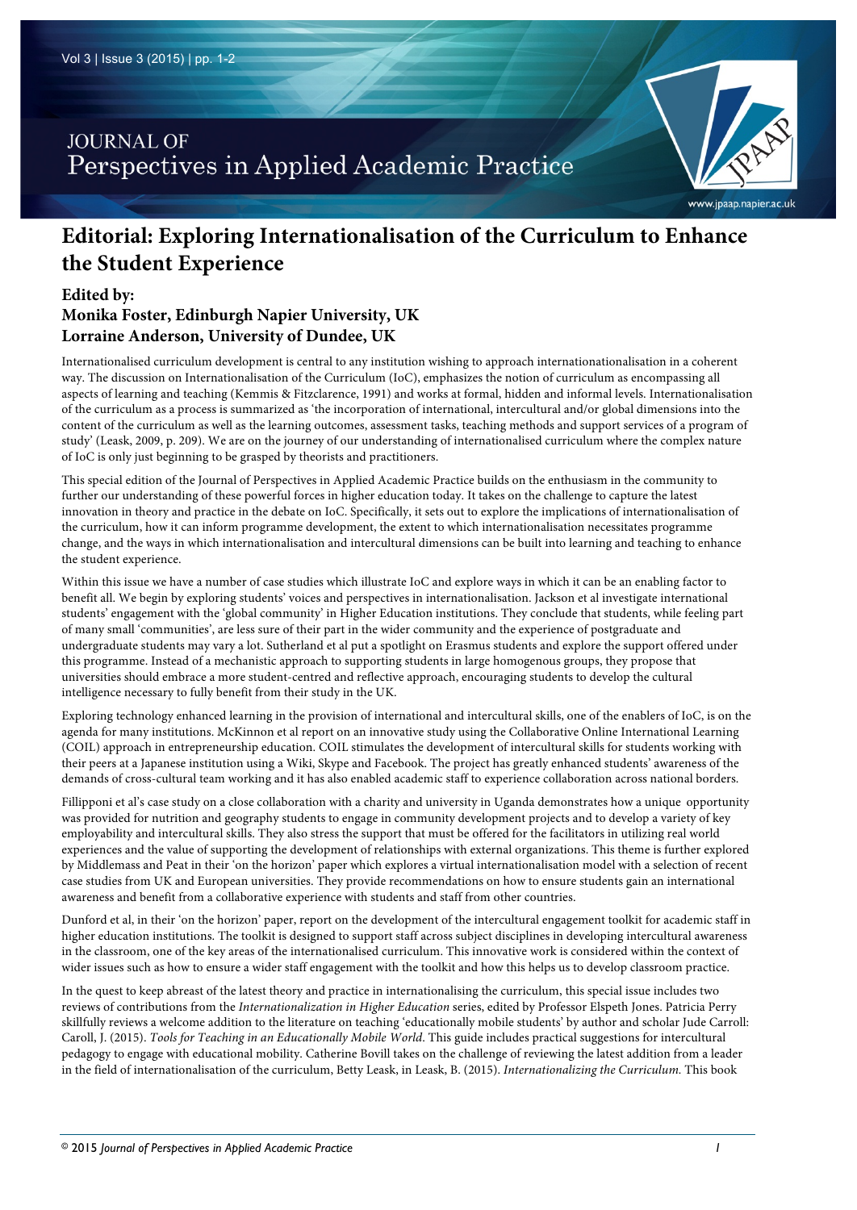# Editorial: Exploring Internationalisation of the Curriculum to Enhance the Student Experience

**Edited by:**
**Monika Foster, Edinburgh Napier University, UK**
**Lorraine Anderson, University of Dundee, UK**

Internationalised curriculum development is central to any institution wishing to approach internationationalisation in a coherent way. The discussion on Internationalisation of the Curriculum (IoC), emphasizes the notion of curriculum as encompassing all aspects of learning and teaching (Kemmis & Fitzclarence, 1991) and works at formal, hidden and informal levels. Internationalisation of the curriculum as a process is summarized as 'the incorporation of international, intercultural and/or global dimensions into the content of the curriculum as well as the learning outcomes, assessment tasks, teaching methods and support services of a program of study' (Leask, 2009, p. 209). We are on the journey of our understanding of internationalised curriculum where the complex nature of IoC is only just beginning to be grasped by theorists and practitioners.

This special edition of the Journal of Perspectives in Applied Academic Practice builds on the enthusiasm in the community to further our understanding of these powerful forces in higher education today. It takes on the challenge to capture the latest innovation in theory and practice in the debate on IoC. Specifically, it sets out to explore the implications of internationalisation of the curriculum, how it can inform programme development, the extent to which internationalisation necessitates programme change, and the ways in which internationalisation and intercultural dimensions can be built into learning and teaching to enhance the student experience.

Within this issue we have a number of case studies which illustrate IoC and explore ways in which it can be an enabling factor to benefit all. We begin by exploring students' voices and perspectives in internationalisation. Jackson et al investigate international students' engagement with the 'global community' in Higher Education institutions. They conclude that students, while feeling part of many small 'communities', are less sure of their part in the wider community and the experience of postgraduate and undergraduate students may vary a lot. Sutherland et al put a spotlight on Erasmus students and explore the support offered under this programme. Instead of a mechanistic approach to supporting students in large homogenous groups, they propose that universities should embrace a more student-centred and reflective approach, encouraging students to develop the cultural intelligence necessary to fully benefit from their study in the UK.

Exploring technology enhanced learning in the provision of international and intercultural skills, one of the enablers of IoC, is on the agenda for many institutions. McKinnon et al report on an innovative study using the Collaborative Online International Learning (COIL) approach in entrepreneurship education. COIL stimulates the development of intercultural skills for students working with their peers at a Japanese institution using a Wiki, Skype and Facebook. The project has greatly enhanced students' awareness of the demands of cross-cultural team working and it has also enabled academic staff to experience collaboration across national borders.

Fillipponi et al's case study on a close collaboration with a charity and university in Uganda demonstrates how a unique opportunity was provided for nutrition and geography students to engage in community development projects and to develop a variety of key employability and intercultural skills. They also stress the support that must be offered for the facilitators in utilizing real world experiences and the value of supporting the development of relationships with external organizations. This theme is further explored by Middlemass and Peat in their 'on the horizon' paper which explores a virtual internationalisation model with a selection of recent case studies from UK and European universities. They provide recommendations on how to ensure students gain an international awareness and benefit from a collaborative experience with students and staff from other countries.

Dunford et al, in their 'on the horizon' paper, report on the development of the intercultural engagement toolkit for academic staff in higher education institutions. The toolkit is designed to support staff across subject disciplines in developing intercultural awareness in the classroom, one of the key areas of the internationalised curriculum. This innovative work is considered within the context of wider issues such as how to ensure a wider staff engagement with the toolkit and how this helps us to develop classroom practice.

In the quest to keep abreast of the latest theory and practice in internationalising the curriculum, this special issue includes two reviews of contributions from the *Internationalization in Higher Education* series, edited by Professor Elspeth Jones. Patricia Perry skillfully reviews a welcome addition to the literature on teaching 'educationally mobile students' by author and scholar Jude Carroll: Caroll, J. (2015). *Tools for Teaching in an Educationally Mobile World.* This guide includes practical suggestions for intercultural pedagogy to engage with educational mobility. Catherine Bovill takes on the challenge of reviewing the latest addition from a leader in the field of internationalisation of the curriculum, Betty Leask, in Leask, B. (2015). *Internationalizing the Curriculum.* This book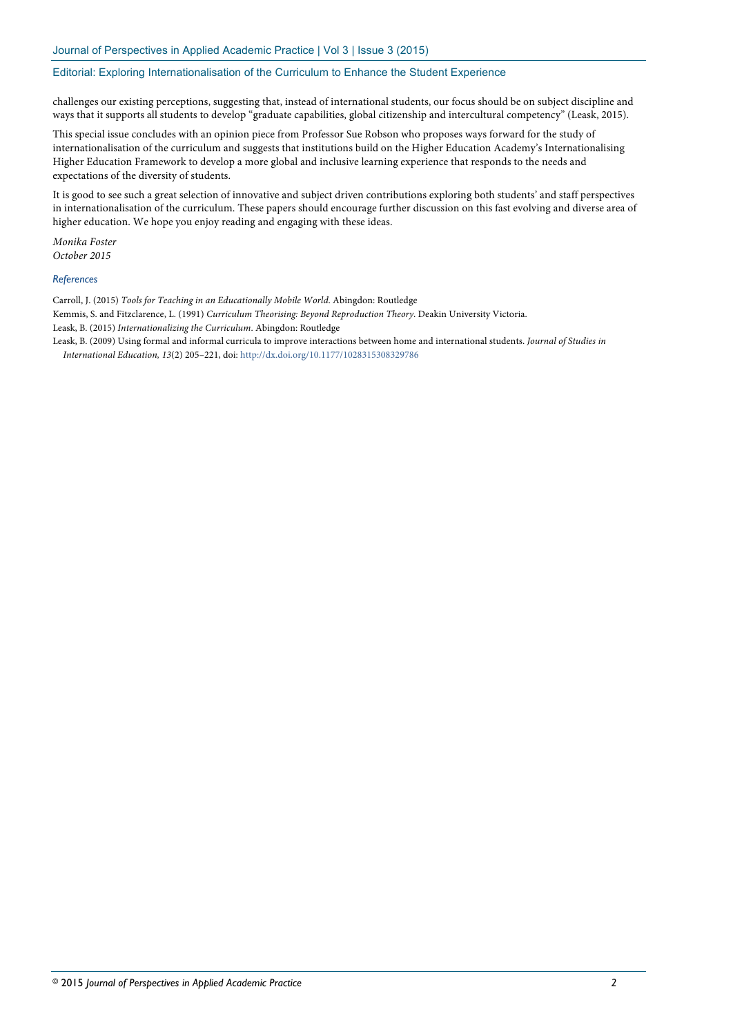challenges our existing perceptions, suggesting that, instead of international students, our focus should be on subject discipline and ways that it supports all students to develop "graduate capabilities, global citizenship and intercultural competency" (Leask, 2015).

This special issue concludes with an opinion piece from Professor Sue Robson who proposes ways forward for the study of internationalisation of the curriculum and suggests that institutions build on the Higher Education Academy's Internationalising Higher Education Framework to develop a more global and inclusive learning experience that responds to the needs and expectations of the diversity of students.

It is good to see such a great selection of innovative and subject driven contributions exploring both students' and staff perspectives in internationalisation of the curriculum. These papers should encourage further discussion on this fast evolving and diverse area of higher education. We hope you enjoy reading and engaging with these ideas.

*Monika Foster*
*October 2015*

### *References*

Carroll, J. (2015) *Tools for Teaching in an Educationally Mobile World*. Abingdon: Routledge

Kemmis, S. and Fitzclarence, L. (1991) *Curriculum Theorising: Beyond Reproduction Theory*. Deakin University Victoria.

Leask, B. (2015) *Internationalizing the Curriculum*. Abingdon: Routledge

Leask, B. (2009) Using formal and informal curricula to improve interactions between home and international students. *Journal of Studies in International Education, 13*(2) 205–221, doi: http://dx.doi.org/10.1177/1028315308329786